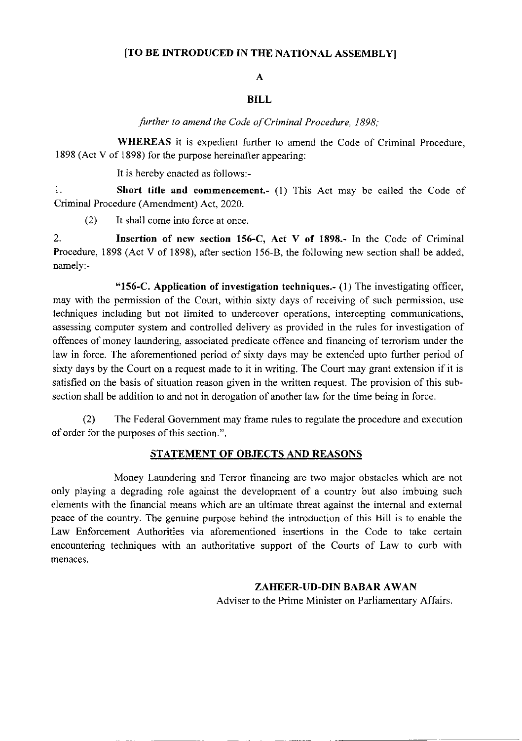**[TO BE INTRODUCED IN THE NATIONAL ASSEMBLY]**

**A**

**BILL**

*further to amend the Code of Criminal Procedure, 1898;*

**WHEREAS** it is expedient further to amend the Code of Criminal Procedure, 1898 (Act V of 1898) for the purpose hereinafter appearing:

It is hereby enacted as follows:-

1. **Short title and commencement.-** (1) This Act may be called the Code of Criminal Procedure (Amendment) Act, 2020.

   (2) It shall come into force at once.

2. **Insertion of new section 156-C, Act V of 1898.-** In the Code of Criminal Procedure, 1898 (Act V of 1898), after section 156-B, the following new section shall be added, namely:-

**"156-C. Application of investigation techniques.-** (1) The investigating officer, may with the permission of the Court, within sixty days of receiving of such permission, use techniques including but not limited to undercover operations, intercepting communications, assessing computer system and controlled delivery as provided in the rules for investigation of offences of money laundering, associated predicate offence and financing of terrorism under the law in force. The aforementioned period of sixty days may be extended upto further period of sixty days by the Court on a request made to it in writing. The Court may grant extension if it is satisfied on the basis of situation reason given in the written request. The provision of this sub-section shall be addition to and not in derogation of another law for the time being in force.

(2) The Federal Government may frame rules to regulate the procedure and execution of order for the purposes of this section.".

## STATEMENT OF OBJECTS AND REASONS

Money Laundering and Terror financing are two major obstacles which are not only playing a degrading role against the development of a country but also imbuing such elements with the financial means which are an ultimate threat against the internal and external peace of the country. The genuine purpose behind the introduction of this Bill is to enable the Law Enforcement Authorities via aforementioned insertions in the Code to take certain encountering techniques with an authoritative support of the Courts of Law to curb with menaces.

**ZAHEER-UD-DIN BABAR AWAN**
Adviser to the Prime Minister on Parliamentary Affairs.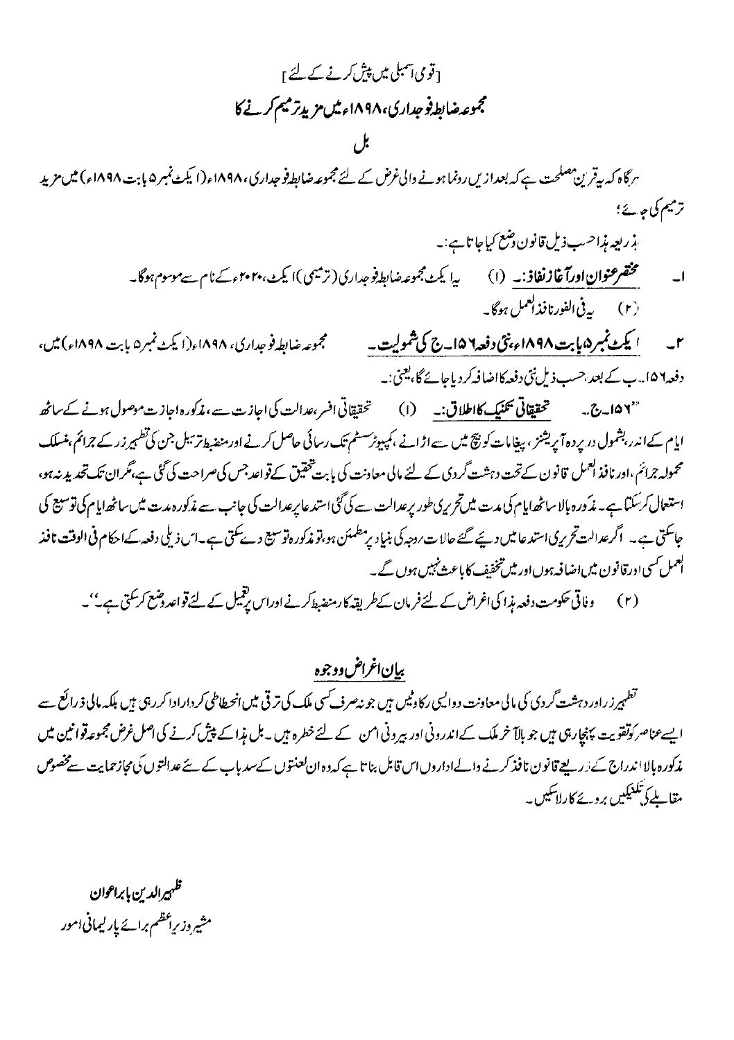[قومی اسمبلی میں پیش کرنے کے لئے]

# مجموعہ ضابطہ فوجداری، ۱۸۹۸ء میں مزید ترمیم کرنے کا

## بل

ہرگاہ کہ یہ قرین مصلحت ہے کہ بعدازیں رونما ہونے والی غرض کے لئے مجموعہ ضابطہ فوجداری، ۱۸۹۸ء (ایکٹ نمبر ۵ بابت ۱۸۹۸ء) میں مزید ترمیم کی جائے؛

بذریعہ ہذا حسب ذیل قانون وضع کیا جاتا ہے:۔

۱۔ **مختصر عنوان اور آغاز نفاذ:۔** (۱) یہ ایکٹ مجموعہ ضابطہ فوجداری (ترمیمی) ایکٹ، ۲۰۲۰ء کے نام سے موسوم ہوگا۔

(۲) یہ فی الفور نافذ العمل ہوگا۔

۲۔ **ایکٹ نمبر ۵ بابت ۱۸۹۸ء، نئی دفعہ ۱۵۶۔ج کی شمولیت۔** مجموعہ ضابطہ فوجداری، ۱۸۹۸ء (ایکٹ نمبر ۵ بابت ۱۸۹۸ء) میں، دفعہ ۱۵۶۔ب کے بعد، حسب ذیل نئی دفعہ کا اضافہ کر دیا جائے گا، یعنی:۔

"۱۵۶۔ج۔ **تحقیقاتی تکنیک کا اطلاق:۔** (۱) تحقیقاتی افسر، عدالت کی اجازت سے، مذکورہ اجازت موصول ہونے کے ساٹھ ایام کے اندر، بشمول در پردہ آپریشنز، پیغامات کو بیچ میں سے اڑانے، کمپیوٹر سسٹم تک رسائی حاصل کرنے اور منضبط ترسیل جن کی تطہیر زر کے جرائم، منسلک محمولہ جرائم، اور نافذ العمل قانون کے تحت دہشت گردی کے لئے مالی معاونت کی بابت تحقیق کے قواعد جس کی صراحت کی گئی ہے، مگر ان تک تحدید نہ ہو، استعمال کر سکتا ہے۔ مذکورہ بالا ساٹھ ایام کی مدت میں تحریری طور پر عدالت سے کی گئی استدعا پر عدالت کی جانب سے مذکورہ مدت میں ساٹھ ایام کی توسیع کی جا سکتی ہے۔ اگر عدالت تحریری استدعا میں دیئے گئے حالات/وجہ کی بنیاد پر مطمئن ہو، تو مذکورہ توسیع دے سکتی ہے۔ اس ذیلی دفعہ کے احکام فی الوقت نافذ العمل کسی اور قانون میں اضافہ ہوں اور میں تخفیف کا باعث نہیں ہوں گے۔

(۲) وفاقی حکومت دفعہ ہذا کی اغراض کے لئے فرمان کے طریقہ کار منضبط کرنے اور اس پر تعمیل کے لئے قواعد وضع کر سکتی ہے۔"۔

## بیان اغراض و وجوہ

تطہیر زر اور دہشت گردی کی مالی معاونت دو ایسی رکاوٹیں ہیں جو نہ صرف کسی ملک کی ترقی میں انحطاطی کردار ادا کر رہی ہیں بلکہ مالی ذرائع سے ایسے عناصر کو تقویت پہنچا رہی ہیں جو بالآخر ملک کے اندرونی اور بیرونی امن کے لئے خطرہ ہیں۔ بل ہذا کے پیش کرنے کی اصل غرض مجموعہ قوانین میں مذکورہ بالا اندراج کے ذریعے قانون نافذ کرنے والے اداروں اس قابل بناتا ہے کہ وہ ان لعنتوں کے سد باب کے لئے عدالتوں کی مجاز حمایت سے مخصوص مقابلے کی تکنیکیں بروئے کار لا سکیں۔

ظہیر الدین بابر اعوان

مشیر وزیر اعظم برائے پارلیمانی امور